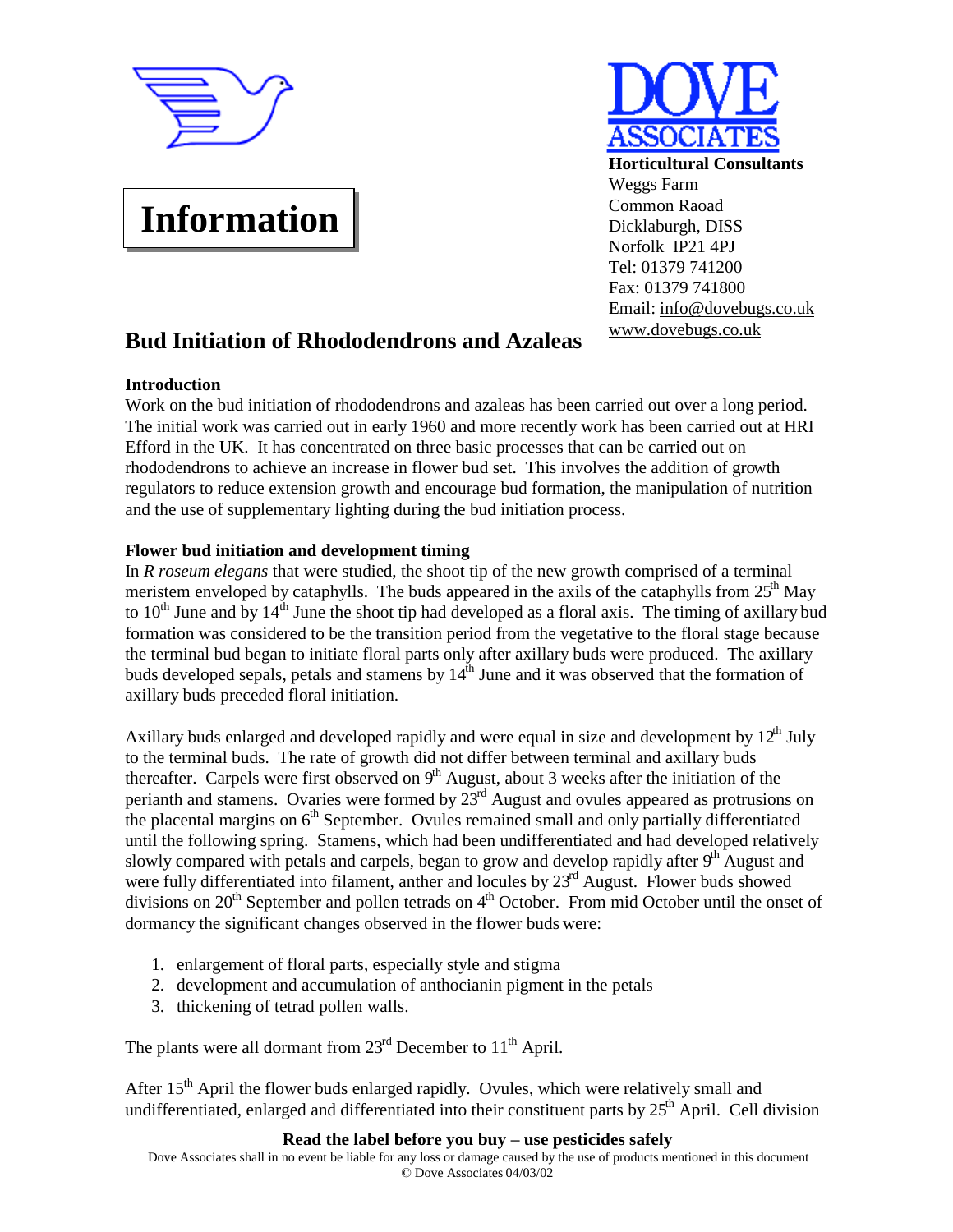**Information**

**DOVE ASSOCIATES**

**Horticultural Consultants**
Weggs Farm
Common Raoad
Dicklaburgh, DISS
Norfolk IP21 4PJ
Tel: 01379 741200
Fax: 01379 741800
Email: info@dovebugs.co.uk
www.dovebugs.co.uk

# Bud Initiation of Rhododendrons and Azaleas

**Introduction**

Work on the bud initiation of rhododendrons and azaleas has been carried out over a long period. The initial work was carried out in early 1960 and more recently work has been carried out at HRI Efford in the UK. It has concentrated on three basic processes that can be carried out on rhododendrons to achieve an increase in flower bud set. This involves the addition of growth regulators to reduce extension growth and encourage bud formation, the manipulation of nutrition and the use of supplementary lighting during the bud initiation process.

**Flower bud initiation and development timing**

In *R roseum elegans* that were studied, the shoot tip of the new growth comprised of a terminal meristem enveloped by cataphylls. The buds appeared in the axils of the cataphylls from 25th May to 10th June and by 14th June the shoot tip had developed as a floral axis. The timing of axillary bud formation was considered to be the transition period from the vegetative to the floral stage because the terminal bud began to initiate floral parts only after axillary buds were produced. The axillary buds developed sepals, petals and stamens by 14th June and it was observed that the formation of axillary buds preceded floral initiation.

Axillary buds enlarged and developed rapidly and were equal in size and development by 12th July to the terminal buds. The rate of growth did not differ between terminal and axillary buds thereafter. Carpels were first observed on 9th August, about 3 weeks after the initiation of the perianth and stamens. Ovaries were formed by 23rd August and ovules appeared as protrusions on the placental margins on 6th September. Ovules remained small and only partially differentiated until the following spring. Stamens, which had been undifferentiated and had developed relatively slowly compared with petals and carpels, began to grow and develop rapidly after 9th August and were fully differentiated into filament, anther and locules by 23rd August. Flower buds showed divisions on 20th September and pollen tetrads on 4th October. From mid October until the onset of dormancy the significant changes observed in the flower buds were:

1. enlargement of floral parts, especially style and stigma
2. development and accumulation of anthocianin pigment in the petals
3. thickening of tetrad pollen walls.

The plants were all dormant from 23rd December to 11th April.

After 15th April the flower buds enlarged rapidly. Ovules, which were relatively small and undifferentiated, enlarged and differentiated into their constituent parts by 25th April. Cell division

**Read the label before you buy – use pesticides safely**

Dove Associates shall in no event be liable for any loss or damage caused by the use of products mentioned in this document
© Dove Associates 04/03/02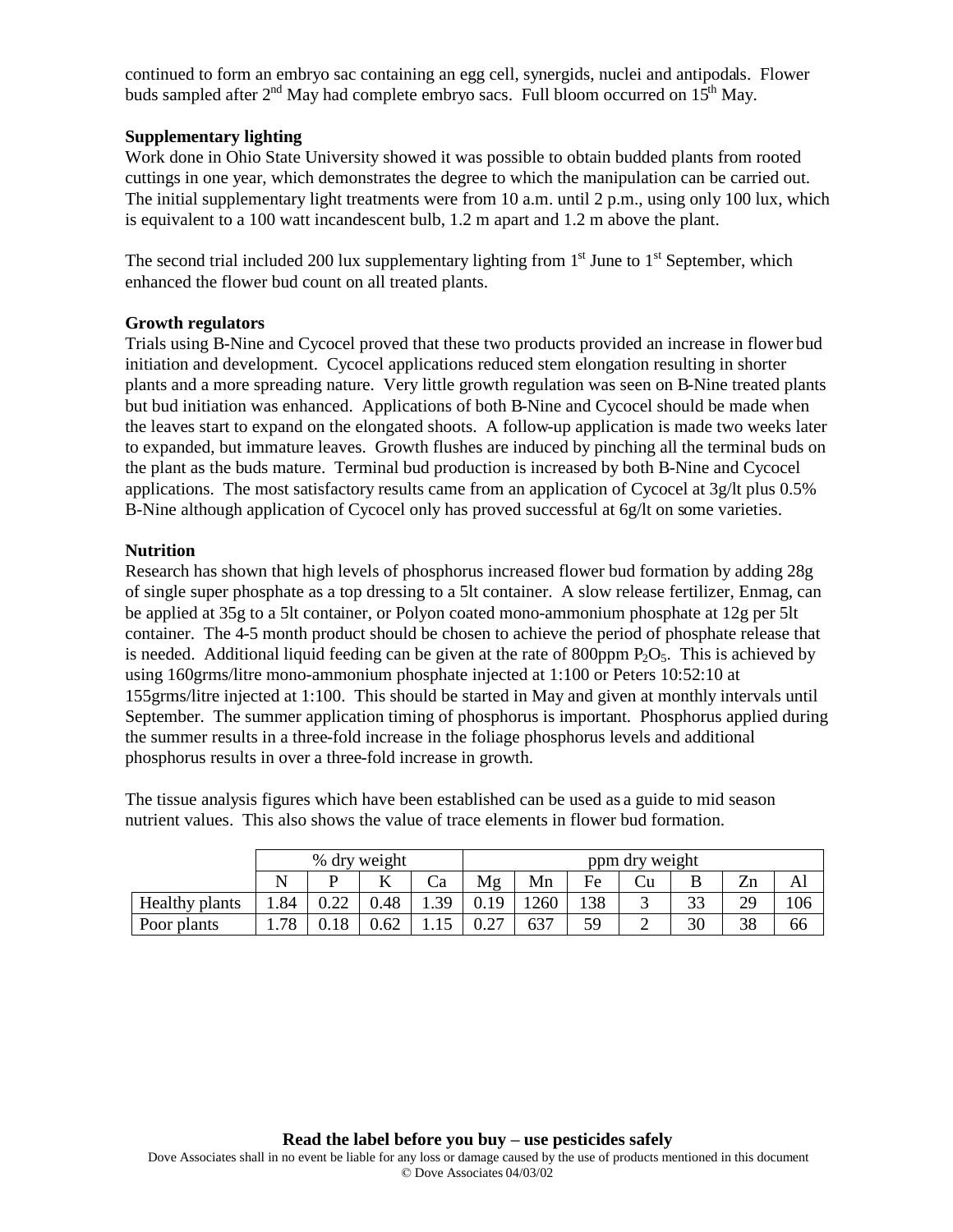continued to form an embryo sac containing an egg cell, synergids, nuclei and antipodals. Flower buds sampled after 2nd May had complete embryo sacs. Full bloom occurred on 15th May.

**Supplementary lighting**

Work done in Ohio State University showed it was possible to obtain budded plants from rooted cuttings in one year, which demonstrates the degree to which the manipulation can be carried out. The initial supplementary light treatments were from 10 a.m. until 2 p.m., using only 100 lux, which is equivalent to a 100 watt incandescent bulb, 1.2 m apart and 1.2 m above the plant.

The second trial included 200 lux supplementary lighting from 1st June to 1st September, which enhanced the flower bud count on all treated plants.

**Growth regulators**

Trials using B-Nine and Cycocel proved that these two products provided an increase in flower bud initiation and development. Cycocel applications reduced stem elongation resulting in shorter plants and a more spreading nature. Very little growth regulation was seen on B-Nine treated plants but bud initiation was enhanced. Applications of both B-Nine and Cycocel should be made when the leaves start to expand on the elongated shoots. A follow-up application is made two weeks later to expanded, but immature leaves. Growth flushes are induced by pinching all the terminal buds on the plant as the buds mature. Terminal bud production is increased by both B-Nine and Cycocel applications. The most satisfactory results came from an application of Cycocel at 3g/lt plus 0.5% B-Nine although application of Cycocel only has proved successful at 6g/lt on some varieties.

**Nutrition**

Research has shown that high levels of phosphorus increased flower bud formation by adding 28g of single super phosphate as a top dressing to a 5lt container. A slow release fertilizer, Enmag, can be applied at 35g to a 5lt container, or Polyon coated mono-ammonium phosphate at 12g per 5lt container. The 4-5 month product should be chosen to achieve the period of phosphate release that is needed. Additional liquid feeding can be given at the rate of 800ppm $P_2O_5$. This is achieved by using 160grms/litre mono-ammonium phosphate injected at 1:100 or Peters 10:52:10 at 155grms/litre injected at 1:100. This should be started in May and given at monthly intervals until September. The summer application timing of phosphorus is important. Phosphorus applied during the summer results in a three-fold increase in the foliage phosphorus levels and additional phosphorus results in over a three-fold increase in growth.

The tissue analysis figures which have been established can be used as a guide to mid season nutrient values. This also shows the value of trace elements in flower bud formation.

| | % dry weight | | | | ppm dry weight | | | | | | |
|---|---|---|---|---|---|---|---|---|---|---|---|
| | N | P | K | Ca | Mg | Mn | Fe | Cu | B | Zn | Al |
| Healthy plants | 1.84 | 0.22 | 0.48 | 1.39 | 0.19 | 1260 | 138 | 3 | 33 | 29 | 106 |
| Poor plants | 1.78 | 0.18 | 0.62 | 1.15 | 0.27 | 637 | 59 | 2 | 30 | 38 | 66 |

**Read the label before you buy – use pesticides safely**

Dove Associates shall in no event be liable for any loss or damage caused by the use of products mentioned in this document

© Dove Associates 04/03/02